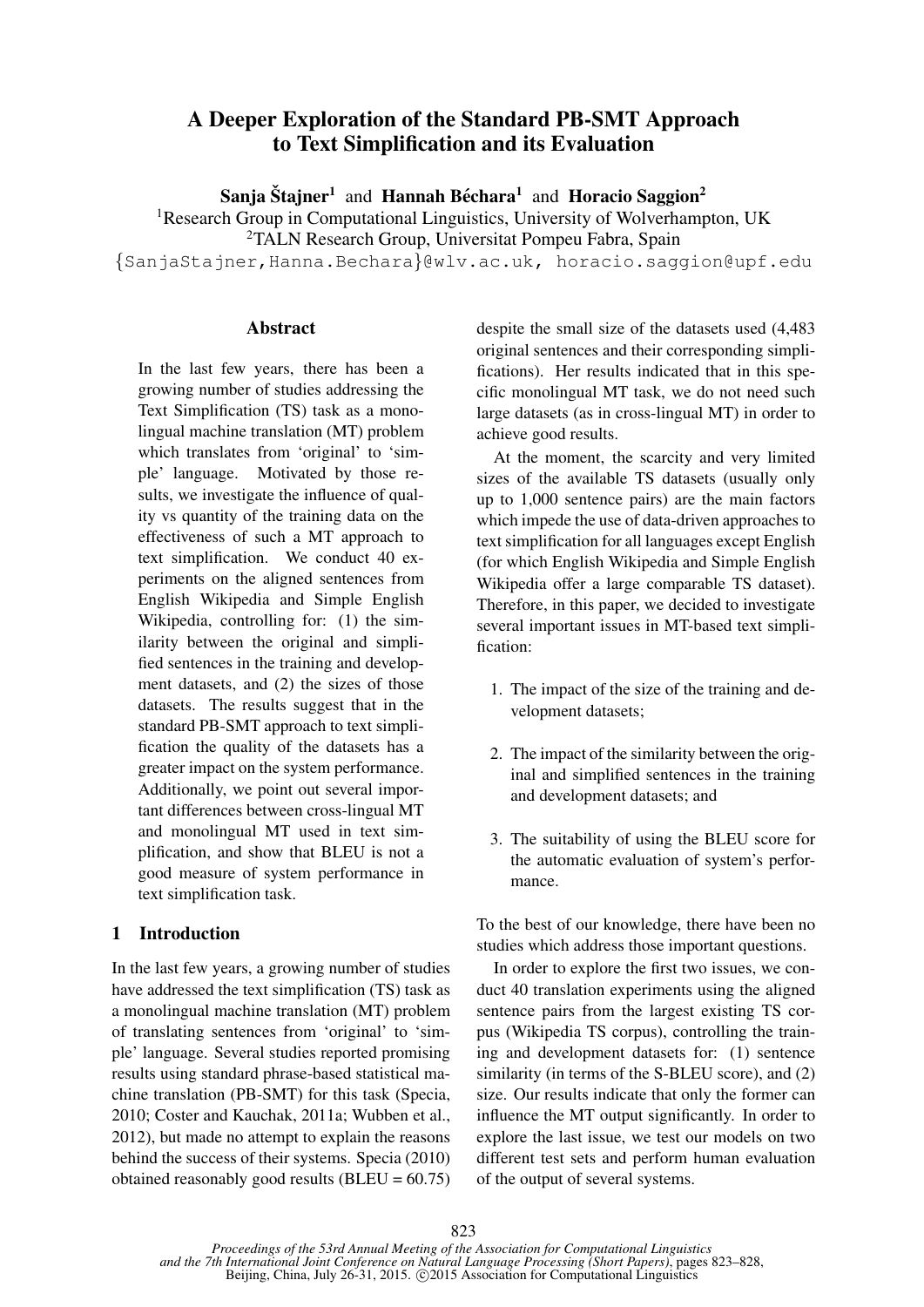# A Deeper Exploration of the Standard PB-SMT Approach to Text Simplification and its Evaluation

**Sanja Štajner**[1] and **Hannah Béchara**[1] and **Horacio Saggion**[2]

[1]Research Group in Computational Linguistics, University of Wolverhampton, UK

[2]TALN Research Group, Universitat Pompeu Fabra, Spain

{SanjaStajner,Hanna.Bechara}@wlv.ac.uk, horacio.saggion@upf.edu

## Abstract

In the last few years, there has been a growing number of studies addressing the Text Simplification (TS) task as a monolingual machine translation (MT) problem which translates from 'original' to 'simple' language. Motivated by those results, we investigate the influence of quality vs quantity of the training data on the effectiveness of such a MT approach to text simplification. We conduct 40 experiments on the aligned sentences from English Wikipedia and Simple English Wikipedia, controlling for: (1) the similarity between the original and simplified sentences in the training and development datasets, and (2) the sizes of those datasets. The results suggest that in the standard PB-SMT approach to text simplification the quality of the datasets has a greater impact on the system performance. Additionally, we point out several important differences between cross-lingual MT and monolingual MT used in text simplification, and show that BLEU is not a good measure of system performance in text simplification task.

## 1 Introduction

In the last few years, a growing number of studies have addressed the text simplification (TS) task as a monolingual machine translation (MT) problem of translating sentences from 'original' to 'simple' language. Several studies reported promising results using standard phrase-based statistical machine translation (PB-SMT) for this task (Specia, 2010; Coster and Kauchak, 2011a; Wubben et al., 2012), but made no attempt to explain the reasons behind the success of their systems. Specia (2010) obtained reasonably good results (BLEU = 60.75) despite the small size of the datasets used (4,483 original sentences and their corresponding simplifications). Her results indicated that in this specific monolingual MT task, we do not need such large datasets (as in cross-lingual MT) in order to achieve good results.

At the moment, the scarcity and very limited sizes of the available TS datasets (usually only up to 1,000 sentence pairs) are the main factors which impede the use of data-driven approaches to text simplification for all languages except English (for which English Wikipedia and Simple English Wikipedia offer a large comparable TS dataset). Therefore, in this paper, we decided to investigate several important issues in MT-based text simplification:

1. The impact of the size of the training and development datasets;
2. The impact of the similarity between the original and simplified sentences in the training and development datasets; and
3. The suitability of using the BLEU score for the automatic evaluation of system's performance.

To the best of our knowledge, there have been no studies which address those important questions.

In order to explore the first two issues, we conduct 40 translation experiments using the aligned sentence pairs from the largest existing TS corpus (Wikipedia TS corpus), controlling the training and development datasets for: (1) sentence similarity (in terms of the S-BLEU score), and (2) size. Our results indicate that only the former can influence the MT output significantly. In order to explore the last issue, we test our models on two different test sets and perform human evaluation of the output of several systems.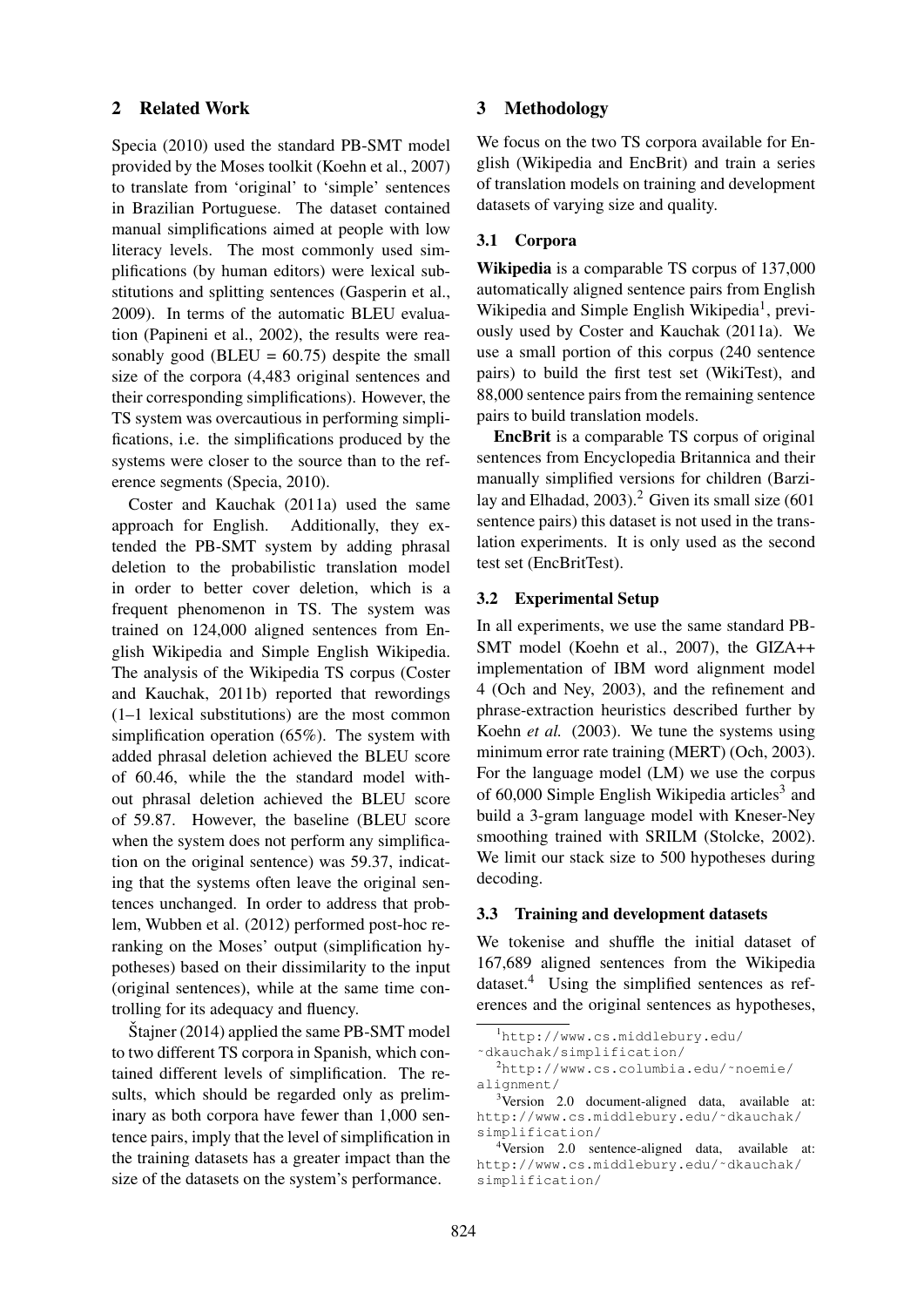## 2 Related Work

Specia (2010) used the standard PB-SMT model provided by the Moses toolkit (Koehn et al., 2007) to translate from 'original' to 'simple' sentences in Brazilian Portuguese. The dataset contained manual simplifications aimed at people with low literacy levels. The most commonly used simplifications (by human editors) were lexical substitutions and splitting sentences (Gasperin et al., 2009). In terms of the automatic BLEU evaluation (Papineni et al., 2002), the results were reasonably good (BLEU = 60.75) despite the small size of the corpora (4,483 original sentences and their corresponding simplifications). However, the TS system was overcautious in performing simplifications, i.e. the simplifications produced by the systems were closer to the source than to the reference segments (Specia, 2010).

Coster and Kauchak (2011a) used the same approach for English. Additionally, they extended the PB-SMT system by adding phrasal deletion to the probabilistic translation model in order to better cover deletion, which is a frequent phenomenon in TS. The system was trained on 124,000 aligned sentences from English Wikipedia and Simple English Wikipedia. The analysis of the Wikipedia TS corpus (Coster and Kauchak, 2011b) reported that rewordings (1–1 lexical substitutions) are the most common simplification operation (65%). The system with added phrasal deletion achieved the BLEU score of 60.46, while the the standard model without phrasal deletion achieved the BLEU score of 59.87. However, the baseline (BLEU score when the system does not perform any simplification on the original sentence) was 59.37, indicating that the systems often leave the original sentences unchanged. In order to address that problem, Wubben et al. (2012) performed post-hoc reranking on the Moses' output (simplification hypotheses) based on their dissimilarity to the input (original sentences), while at the same time controlling for its adequacy and fluency.

Štajner (2014) applied the same PB-SMT model to two different TS corpora in Spanish, which contained different levels of simplification. The results, which should be regarded only as preliminary as both corpora have fewer than 1,000 sentence pairs, imply that the level of simplification in the training datasets has a greater impact than the size of the datasets on the system's performance.

## 3 Methodology

We focus on the two TS corpora available for English (Wikipedia and EncBrit) and train a series of translation models on training and development datasets of varying size and quality.

### 3.1 Corpora

**Wikipedia** is a comparable TS corpus of 137,000 automatically aligned sentence pairs from English Wikipedia and Simple English Wikipedia[1], previously used by Coster and Kauchak (2011a). We use a small portion of this corpus (240 sentence pairs) to build the first test set (WikiTest), and 88,000 sentence pairs from the remaining sentence pairs to build translation models.

**EncBrit** is a comparable TS corpus of original sentences from Encyclopedia Britannica and their manually simplified versions for children (Barzilay and Elhadad, 2003).[2] Given its small size (601 sentence pairs) this dataset is not used in the translation experiments. It is only used as the second test set (EncBritTest).

### 3.2 Experimental Setup

In all experiments, we use the same standard PB-SMT model (Koehn et al., 2007), the GIZA++ implementation of IBM word alignment model 4 (Och and Ney, 2003), and the refinement and phrase-extraction heuristics described further by Koehn *et al.* (2003). We tune the systems using minimum error rate training (MERT) (Och, 2003). For the language model (LM) we use the corpus of 60,000 Simple English Wikipedia articles[3] and build a 3-gram language model with Kneser-Ney smoothing trained with SRILM (Stolcke, 2002). We limit our stack size to 500 hypotheses during decoding.

### 3.3 Training and development datasets

We tokenise and shuffle the initial dataset of 167,689 aligned sentences from the Wikipedia dataset.[4] Using the simplified sentences as references and the original sentences as hypotheses,

[1] http://www.cs.middlebury.edu/~dkauchak/simplification/

[2] http://www.cs.columbia.edu/~noemie/alignment/

[3] Version 2.0 document-aligned data, available at: http://www.cs.middlebury.edu/~dkauchak/simplification/

[4] Version 2.0 sentence-aligned data, available at: http://www.cs.middlebury.edu/~dkauchak/simplification/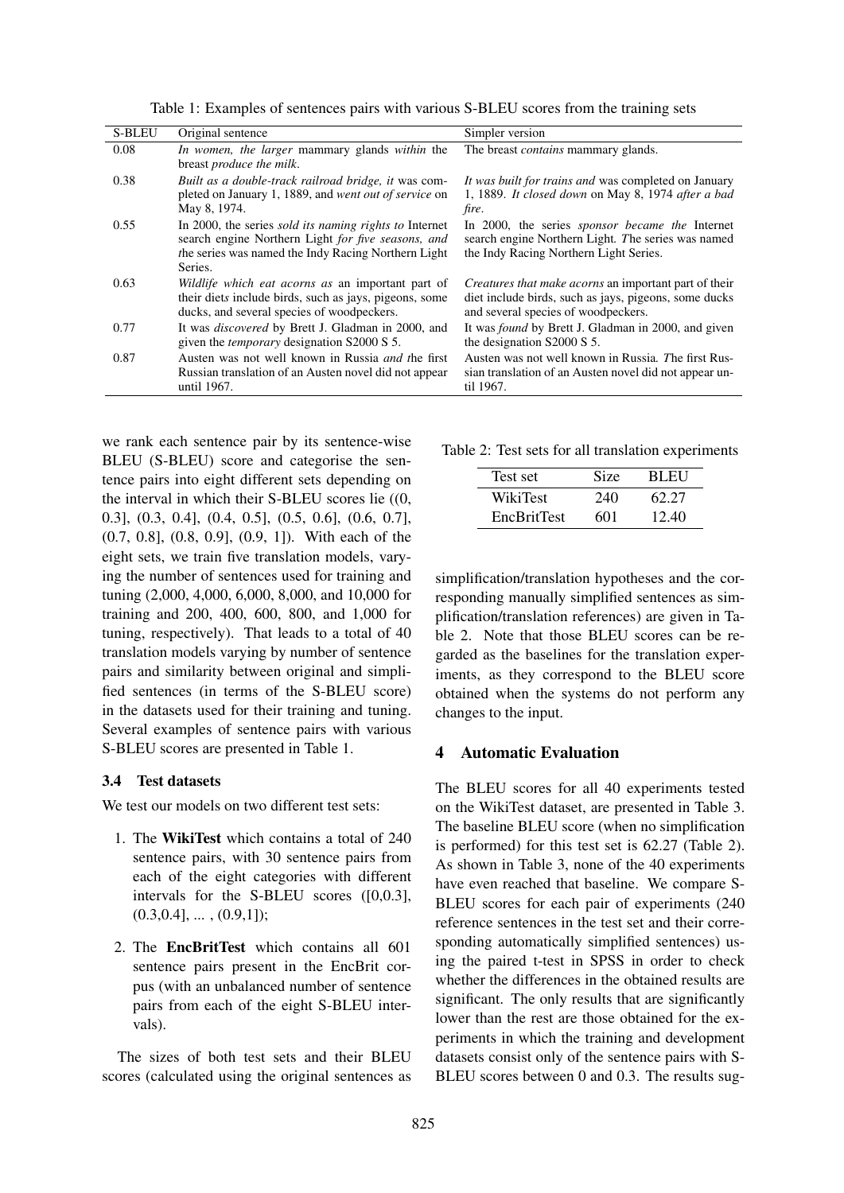Table 1: Examples of sentences pairs with various S-BLEU scores from the training sets

| S-BLEU | Original sentence | Simpler version |
|---|---|---|
| 0.08 | *In women, the larger* mammary glands *within* the breast *produce the milk*. | The breast *contains* mammary glands. |
| 0.38 | *Built as a double-track railroad bridge, it* was completed on January 1, 1889, and *went out of service* on May 8, 1974. | *It was built for trains and* was completed on January 1, 1889. *It closed down* on May 8, 1974 *after a bad fire*. |
| 0.55 | In 2000, the series *sold its naming rights to* Internet search engine Northern Light *for five seasons, and t*he series was named the Indy Racing Northern Light Series. | In 2000, the series *sponsor became the* Internet search engine Northern Light*. T*he series was named the Indy Racing Northern Light Series. |
| 0.63 | *Wildlife which eat acorns as* an important part of their diet*s* include birds, such as jays, pigeons, some ducks, and several species of woodpeckers. | *Creatures that make acorns* an important part of their diet include birds, such as jays, pigeons, some ducks and several species of woodpeckers. |
| 0.77 | It was *discovered* by Brett J. Gladman in 2000, and given the *temporary* designation S2000 S 5. | It was *found* by Brett J. Gladman in 2000, and given the designation S2000 S 5. |
| 0.87 | Austen was not well known in Russia *and t*he first Russian translation of an Austen novel did not appear until 1967. | Austen was not well known in Russia*. T*he first Russian translation of an Austen novel did not appear until 1967. |

we rank each sentence pair by its sentence-wise BLEU (S-BLEU) score and categorise the sentence pairs into eight different sets depending on the interval in which their S-BLEU scores lie ((0, 0.3], (0.3, 0.4], (0.4, 0.5], (0.5, 0.6], (0.6, 0.7], (0.7, 0.8], (0.8, 0.9], (0.9, 1]). With each of the eight sets, we train five translation models, varying the number of sentences used for training and tuning (2,000, 4,000, 6,000, 8,000, and 10,000 for training and 200, 400, 600, 800, and 1,000 for tuning, respectively). That leads to a total of 40 translation models varying by number of sentence pairs and similarity between original and simplified sentences (in terms of the S-BLEU score) in the datasets used for their training and tuning. Several examples of sentence pairs with various S-BLEU scores are presented in Table 1.

### 3.4 Test datasets

We test our models on two different test sets:

1. The **WikiTest** which contains a total of 240 sentence pairs, with 30 sentence pairs from each of the eight categories with different intervals for the S-BLEU scores ([0,0.3], (0.3,0.4], ... , (0.9,1]);
2. The **EncBritTest** which contains all 601 sentence pairs present in the EncBrit corpus (with an unbalanced number of sentence pairs from each of the eight S-BLEU intervals).

The sizes of both test sets and their BLEU scores (calculated using the original sentences as simplification/translation hypotheses and the corresponding manually simplified sentences as simplification/translation references) are given in Table 2. Note that those BLEU scores can be regarded as the baselines for the translation experiments, as they correspond to the BLEU score obtained when the systems do not perform any changes to the input.

Table 2: Test sets for all translation experiments

| Test set | Size | BLEU |
|---|---|---|
| WikiTest | 240 | 62.27 |
| EncBritTest | 601 | 12.40 |

## 4 Automatic Evaluation

The BLEU scores for all 40 experiments tested on the WikiTest dataset, are presented in Table 3. The baseline BLEU score (when no simplification is performed) for this test set is 62.27 (Table 2). As shown in Table 3, none of the 40 experiments have even reached that baseline. We compare S-BLEU scores for each pair of experiments (240 reference sentences in the test set and their corresponding automatically simplified sentences) using the paired t-test in SPSS in order to check whether the differences in the obtained results are significant. The only results that are significantly lower than the rest are those obtained for the experiments in which the training and development datasets consist only of the sentence pairs with S-BLEU scores between 0 and 0.3. The results sug-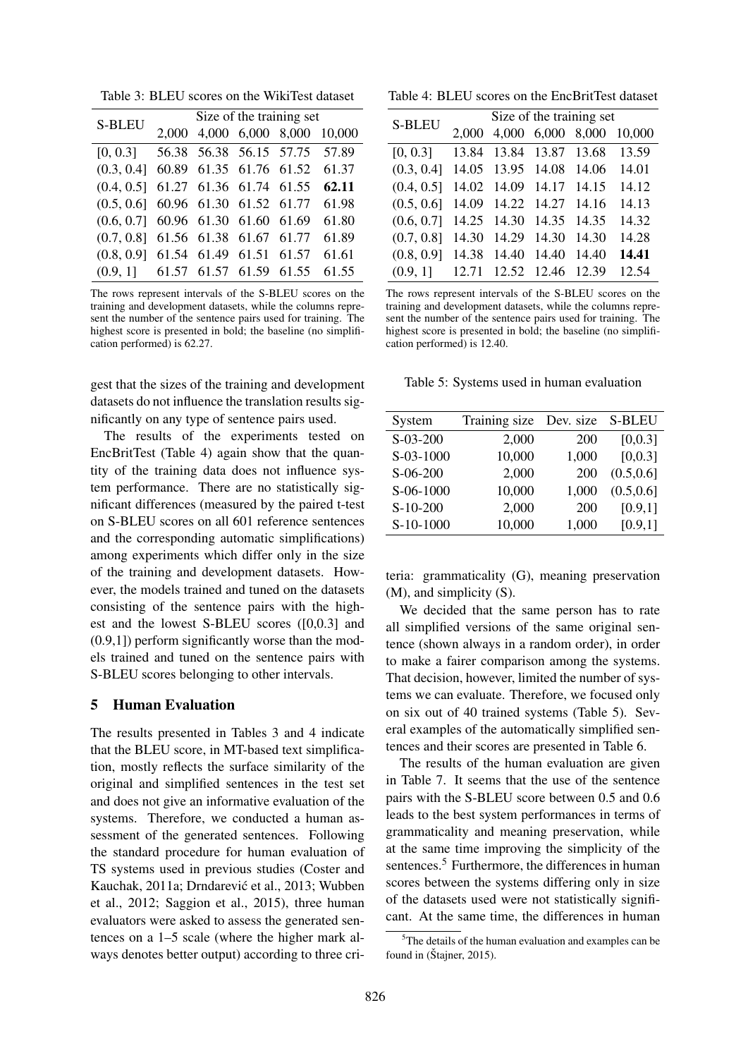Table 3: BLEU scores on the WikiTest dataset

| S-BLEU | Size of the training set | | | | |
|---|---|---|---|---|---|
| | 2,000 | 4,000 | 6,000 | 8,000 | 10,000 |
| [0, 0.3] | 56.38 | 56.38 | 56.15 | 57.75 | 57.89 |
| (0.3, 0.4] | 60.89 | 61.35 | 61.76 | 61.52 | 61.37 |
| (0.4, 0.5] | 61.27 | 61.36 | 61.74 | 61.55 | **62.11** |
| (0.5, 0.6] | 60.96 | 61.30 | 61.52 | 61.77 | 61.98 |
| (0.6, 0.7] | 60.96 | 61.30 | 61.60 | 61.69 | 61.80 |
| (0.7, 0.8] | 61.56 | 61.38 | 61.67 | 61.77 | 61.89 |
| (0.8, 0.9] | 61.54 | 61.49 | 61.51 | 61.57 | 61.61 |
| (0.9, 1] | 61.57 | 61.57 | 61.59 | 61.55 | 61.55 |

The rows represent intervals of the S-BLEU scores on the training and development datasets, while the columns represent the number of the sentence pairs used for training. The highest score is presented in bold; the baseline (no simplification performed) is 62.27.

Table 4: BLEU scores on the EncBritTest dataset

| S-BLEU | Size of the training set | | | | |
|---|---|---|---|---|---|
| | 2,000 | 4,000 | 6,000 | 8,000 | 10,000 |
| [0, 0.3] | 13.84 | 13.84 | 13.87 | 13.68 | 13.59 |
| (0.3, 0.4] | 14.05 | 13.95 | 14.08 | 14.06 | 14.01 |
| (0.4, 0.5] | 14.02 | 14.09 | 14.17 | 14.15 | 14.12 |
| (0.5, 0.6] | 14.09 | 14.22 | 14.27 | 14.16 | 14.13 |
| (0.6, 0.7] | 14.25 | 14.30 | 14.35 | 14.35 | 14.32 |
| (0.7, 0.8] | 14.30 | 14.29 | 14.30 | 14.30 | 14.28 |
| (0.8, 0.9] | 14.38 | 14.40 | 14.40 | 14.40 | **14.41** |
| (0.9, 1] | 12.71 | 12.52 | 12.46 | 12.39 | 12.54 |

The rows represent intervals of the S-BLEU scores on the training and development datasets, while the columns represent the number of the sentence pairs used for training. The highest score is presented in bold; the baseline (no simplification performed) is 12.40.

gest that the sizes of the training and development datasets do not influence the translation results significantly on any type of sentence pairs used.

The results of the experiments tested on EncBritTest (Table 4) again show that the quantity of the training data does not influence system performance. There are no statistically significant differences (measured by the paired t-test on S-BLEU scores on all 601 reference sentences and the corresponding automatic simplifications) among experiments which differ only in the size of the training and development datasets. However, the models trained and tuned on the datasets consisting of the sentence pairs with the highest and the lowest S-BLEU scores ([0,0.3] and (0.9,1]) perform significantly worse than the models trained and tuned on the sentence pairs with S-BLEU scores belonging to other intervals.

## 5 Human Evaluation

The results presented in Tables 3 and 4 indicate that the BLEU score, in MT-based text simplification, mostly reflects the surface similarity of the original and simplified sentences in the test set and does not give an informative evaluation of the systems. Therefore, we conducted a human assessment of the generated sentences. Following the standard procedure for human evaluation of TS systems used in previous studies (Coster and Kauchak, 2011a; Drndarević et al., 2013; Wubben et al., 2012; Saggion et al., 2015), three human evaluators were asked to assess the generated sentences on a 1–5 scale (where the higher mark always denotes better output) according to three criteria: grammaticality (G), meaning preservation (M), and simplicity (S).

Table 5: Systems used in human evaluation

| System | Training size | Dev. size | S-BLEU |
|---|---|---|---|
| S-03-200 | 2,000 | 200 | [0,0.3] |
| S-03-1000 | 10,000 | 1,000 | [0,0.3] |
| S-06-200 | 2,000 | 200 | (0.5,0.6] |
| S-06-1000 | 10,000 | 1,000 | (0.5,0.6] |
| S-10-200 | 2,000 | 200 | [0.9,1] |
| S-10-1000 | 10,000 | 1,000 | [0.9,1] |

We decided that the same person has to rate all simplified versions of the same original sentence (shown always in a random order), in order to make a fairer comparison among the systems. That decision, however, limited the number of systems we can evaluate. Therefore, we focused only on six out of 40 trained systems (Table 5). Several examples of the automatically simplified sentences and their scores are presented in Table 6.

The results of the human evaluation are given in Table 7. It seems that the use of the sentence pairs with the S-BLEU score between 0.5 and 0.6 leads to the best system performances in terms of grammaticality and meaning preservation, while at the same time improving the simplicity of the sentences.[5] Furthermore, the differences in human scores between the systems differing only in size of the datasets used were not statistically significant. At the same time, the differences in human

[5] The details of the human evaluation and examples can be found in (Štajner, 2015).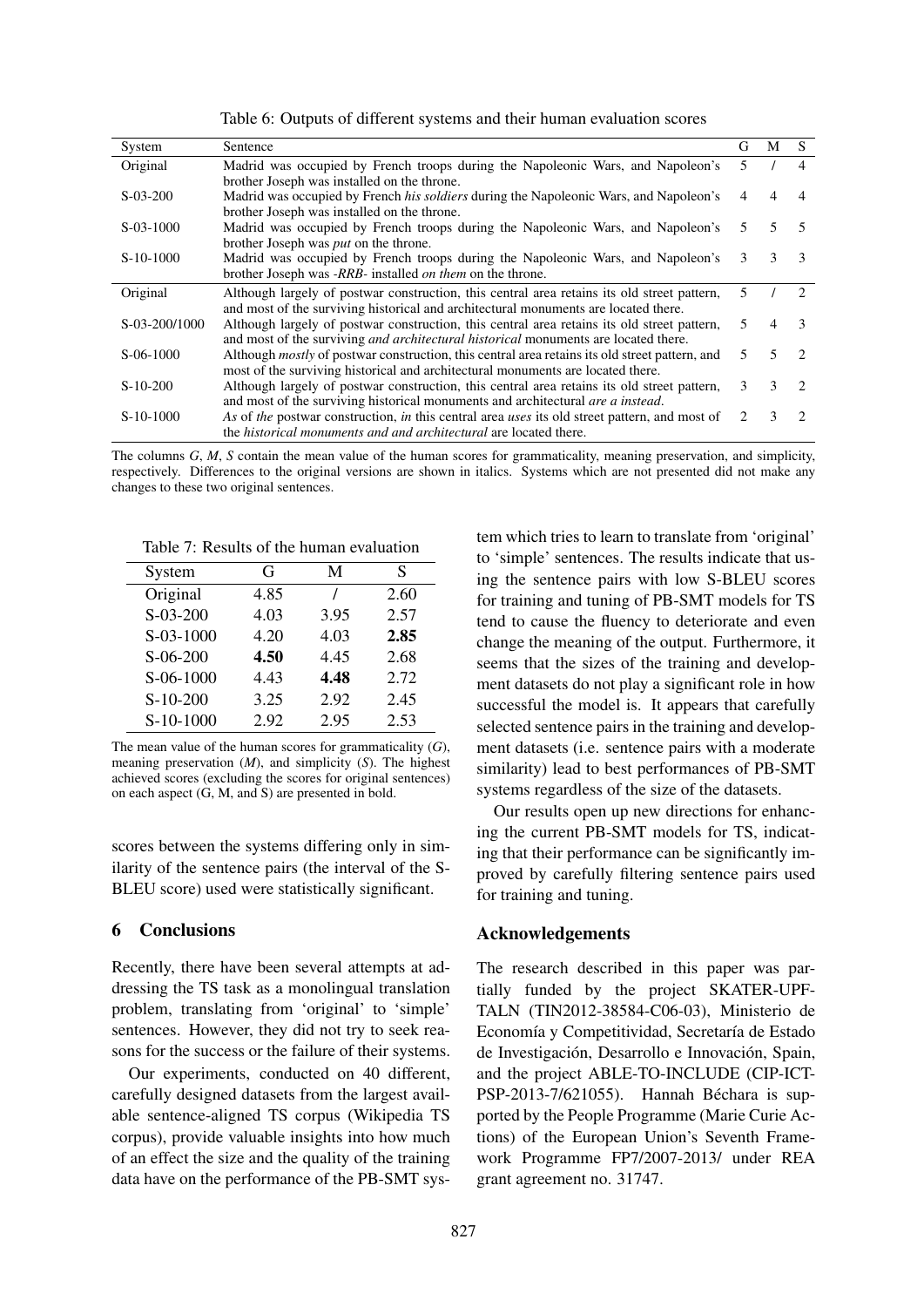Table 6: Outputs of different systems and their human evaluation scores

| System | Sentence | G | M | S |
|---|---|---|---|---|
| Original | Madrid was occupied by French troops during the Napoleonic Wars, and Napoleon's brother Joseph was installed on the throne. | 5 | / | 4 |
| S-03-200 | Madrid was occupied by French *his soldiers* during the Napoleonic Wars, and Napoleon's brother Joseph was installed on the throne. | 4 | 4 | 4 |
| S-03-1000 | Madrid was occupied by French troops during the Napoleonic Wars, and Napoleon's brother Joseph was *put* on the throne. | 5 | 5 | 5 |
| S-10-1000 | Madrid was occupied by French troops during the Napoleonic Wars, and Napoleon's brother Joseph was *-RRB-* installed *on them* on the throne. | 3 | 3 | 3 |
| Original | Although largely of postwar construction, this central area retains its old street pattern, and most of the surviving historical and architectural monuments are located there. | 5 | / | 2 |
| S-03-200/1000 | Although largely of postwar construction, this central area retains its old street pattern, and most of the surviving *and architectural historical* monuments are located there. | 5 | 4 | 3 |
| S-06-1000 | Although *mostly* of postwar construction, this central area retains its old street pattern, and most of the surviving historical and architectural monuments are located there. | 5 | 5 | 2 |
| S-10-200 | Although largely of postwar construction, this central area retains its old street pattern, and most of the surviving historical monuments and architectural *are a instead*. | 3 | 3 | 2 |
| S-10-1000 | *As* of *the* postwar construction, *in* this central area *uses* its old street pattern, and most of the *historical monuments and and architectural* are located there. | 2 | 3 | 2 |

The columns *G*, *M*, *S* contain the mean value of the human scores for grammaticality, meaning preservation, and simplicity, respectively. Differences to the original versions are shown in italics. Systems which are not presented did not make any changes to these two original sentences.

Table 7: Results of the human evaluation

| System | G | M | S |
|---|---|---|---|
| Original | 4.85 | / | 2.60 |
| S-03-200 | 4.03 | 3.95 | 2.57 |
| S-03-1000 | 4.20 | 4.03 | **2.85** |
| S-06-200 | **4.50** | 4.45 | 2.68 |
| S-06-1000 | 4.43 | **4.48** | 2.72 |
| S-10-200 | 3.25 | 2.92 | 2.45 |
| S-10-1000 | 2.92 | 2.95 | 2.53 |

The mean value of the human scores for grammaticality (*G*), meaning preservation (*M*), and simplicity (*S*). The highest achieved scores (excluding the scores for original sentences) on each aspect (G, M, and S) are presented in bold.

scores between the systems differing only in similarity of the sentence pairs (the interval of the S-BLEU score) used were statistically significant.

## 6 Conclusions

Recently, there have been several attempts at addressing the TS task as a monolingual translation problem, translating from 'original' to 'simple' sentences. However, they did not try to seek reasons for the success or the failure of their systems.

Our experiments, conducted on 40 different, carefully designed datasets from the largest available sentence-aligned TS corpus (Wikipedia TS corpus), provide valuable insights into how much of an effect the size and the quality of the training data have on the performance of the PB-SMT system which tries to learn to translate from 'original' to 'simple' sentences. The results indicate that using the sentence pairs with low S-BLEU scores for training and tuning of PB-SMT models for TS tend to cause the fluency to deteriorate and even change the meaning of the output. Furthermore, it seems that the sizes of the training and development datasets do not play a significant role in how successful the model is. It appears that carefully selected sentence pairs in the training and development datasets (i.e. sentence pairs with a moderate similarity) lead to best performances of PB-SMT systems regardless of the size of the datasets.

Our results open up new directions for enhancing the current PB-SMT models for TS, indicating that their performance can be significantly improved by carefully filtering sentence pairs used for training and tuning.

## Acknowledgements

The research described in this paper was partially funded by the project SKATER-UPF-TALN (TIN2012-38584-C06-03), Ministerio de Economía y Competitividad, Secretaría de Estado de Investigación, Desarrollo e Innovación, Spain, and the project ABLE-TO-INCLUDE (CIP-ICT-PSP-2013-7/621055). Hannah Béchara is supported by the People Programme (Marie Curie Actions) of the European Union's Seventh Framework Programme FP7/2007-2013/ under REA grant agreement no. 31747.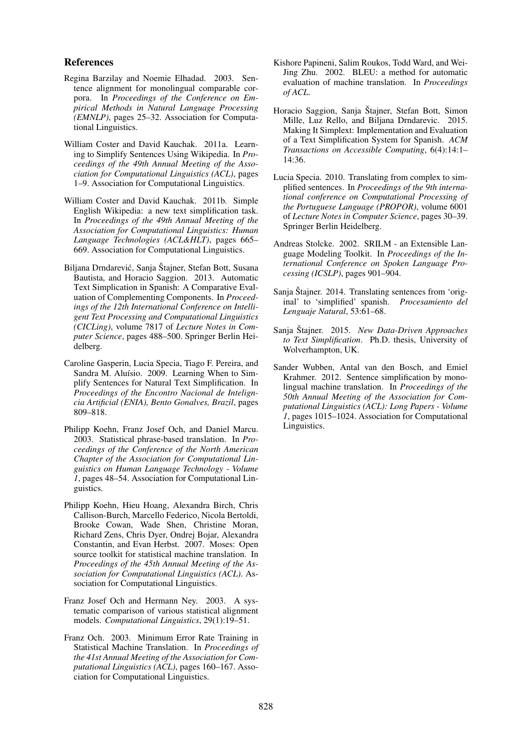## References

Regina Barzilay and Noemie Elhadad. 2003. Sentence alignment for monolingual comparable corpora. In *Proceedings of the Conference on Empirical Methods in Natural Language Processing (EMNLP)*, pages 25–32. Association for Computational Linguistics.

William Coster and David Kauchak. 2011a. Learning to Simplify Sentences Using Wikipedia. In *Proceedings of the 49th Annual Meeting of the Association for Computational Linguistics (ACL)*, pages 1–9. Association for Computational Linguistics.

William Coster and David Kauchak. 2011b. Simple English Wikipedia: a new text simplification task. In *Proceedings of the 49th Annual Meeting of the Association for Computational Linguistics: Human Language Technologies (ACL&HLT)*, pages 665–669. Association for Computational Linguistics.

Biljana Drndarević, Sanja Štajner, Stefan Bott, Susana Bautista, and Horacio Saggion. 2013. Automatic Text Simplication in Spanish: A Comparative Evaluation of Complementing Components. In *Proceedings of the 12th International Conference on Intelligent Text Processing and Computational Linguistics (CICLing)*, volume 7817 of *Lecture Notes in Computer Science*, pages 488–500. Springer Berlin Heidelberg.

Caroline Gasperin, Lucia Specia, Tiago F. Pereira, and Sandra M. Aluísio. 2009. Learning When to Simplify Sentences for Natural Text Simplification. In *Proceedings of the Encontro Nacional de Inteligncia Artificial (ENIA), Bento Gonalves, Brazil*, pages 809–818.

Philipp Koehn, Franz Josef Och, and Daniel Marcu. 2003. Statistical phrase-based translation. In *Proceedings of the Conference of the North American Chapter of the Association for Computational Linguistics on Human Language Technology - Volume 1*, pages 48–54. Association for Computational Linguistics.

Philipp Koehn, Hieu Hoang, Alexandra Birch, Chris Callison-Burch, Marcello Federico, Nicola Bertoldi, Brooke Cowan, Wade Shen, Christine Moran, Richard Zens, Chris Dyer, Ondrej Bojar, Alexandra Constantin, and Evan Herbst. 2007. Moses: Open source toolkit for statistical machine translation. In *Proceedings of the 45th Annual Meeting of the Association for Computational Linguistics (ACL)*. Association for Computational Linguistics.

Franz Josef Och and Hermann Ney. 2003. A systematic comparison of various statistical alignment models. *Computational Linguistics*, 29(1):19–51.

Franz Och. 2003. Minimum Error Rate Training in Statistical Machine Translation. In *Proceedings of the 41st Annual Meeting of the Association for Computational Linguistics (ACL)*, pages 160–167. Association for Computational Linguistics.

Kishore Papineni, Salim Roukos, Todd Ward, and Wei-Jing Zhu. 2002. BLEU: a method for automatic evaluation of machine translation. In *Proceedings of ACL*.

Horacio Saggion, Sanja Štajner, Stefan Bott, Simon Mille, Luz Rello, and Biljana Drndarevic. 2015. Making It Simplext: Implementation and Evaluation of a Text Simplification System for Spanish. *ACM Transactions on Accessible Computing*, 6(4):14:1–14:36.

Lucia Specia. 2010. Translating from complex to simplified sentences. In *Proceedings of the 9th international conference on Computational Processing of the Portuguese Language (PROPOR)*, volume 6001 of *Lecture Notes in Computer Science*, pages 30–39. Springer Berlin Heidelberg.

Andreas Stolcke. 2002. SRILM - an Extensible Language Modeling Toolkit. In *Proceedings of the International Conference on Spoken Language Processing (ICSLP)*, pages 901–904.

Sanja Štajner. 2014. Translating sentences from 'original' to 'simplified' spanish. *Procesamiento del Lenguaje Natural*, 53:61–68.

Sanja Štajner. 2015. *New Data-Driven Approaches to Text Simplification*. Ph.D. thesis, University of Wolverhampton, UK.

Sander Wubben, Antal van den Bosch, and Emiel Krahmer. 2012. Sentence simplification by monolingual machine translation. In *Proceedings of the 50th Annual Meeting of the Association for Computational Linguistics (ACL): Long Papers - Volume 1*, pages 1015–1024. Association for Computational Linguistics.